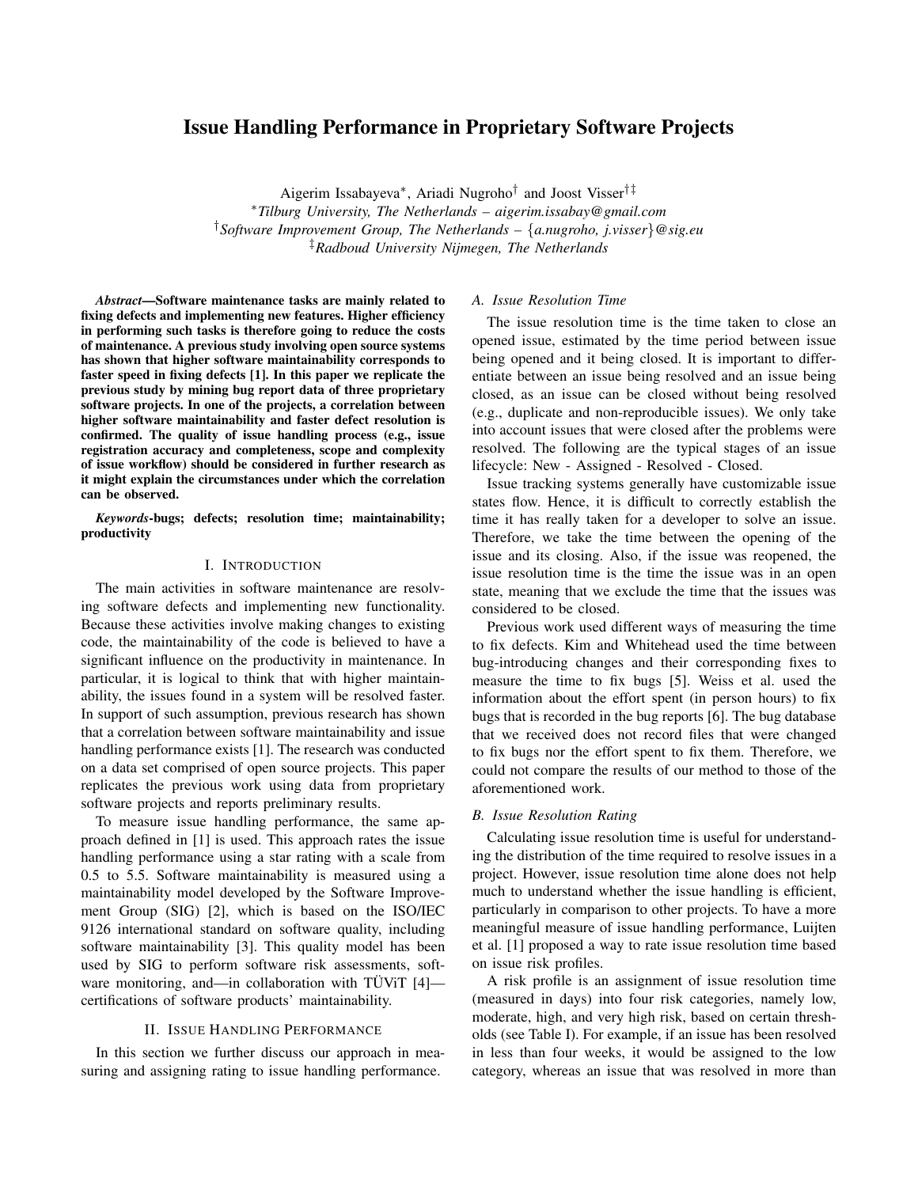# Issue Handling Performance in Proprietary Software Projects

Aigerim Issabayeva*, Ariadi Nugroho† and Joost Visser†‡

*Tilburg University, The Netherlands – aigerim.issabay@gmail.com*

†*Software Improvement Group, The Netherlands – {a.nugroho, j.visser}@sig.eu*

‡*Radboud University Nijmegen, The Netherlands*

***Abstract*—Software maintenance tasks are mainly related to fixing defects and implementing new features. Higher efficiency in performing such tasks is therefore going to reduce the costs of maintenance. A previous study involving open source systems has shown that higher software maintainability corresponds to faster speed in fixing defects [1]. In this paper we replicate the previous study by mining bug report data of three proprietary software projects. In one of the projects, a correlation between higher software maintainability and faster defect resolution is confirmed. The quality of issue handling process (e.g., issue registration accuracy and completeness, scope and complexity of issue workflow) should be considered in further research as it might explain the circumstances under which the correlation can be observed.**

***Keywords*-bugs; defects; resolution time; maintainability; productivity**

## I. Introduction

The main activities in software maintenance are resolving software defects and implementing new functionality. Because these activities involve making changes to existing code, the maintainability of the code is believed to have a significant influence on the productivity in maintenance. In particular, it is logical to think that with higher maintainability, the issues found in a system will be resolved faster. In support of such assumption, previous research has shown that a correlation between software maintainability and issue handling performance exists [1]. The research was conducted on a data set comprised of open source projects. This paper replicates the previous work using data from proprietary software projects and reports preliminary results.

To measure issue handling performance, the same approach defined in [1] is used. This approach rates the issue handling performance using a star rating with a scale from 0.5 to 5.5. Software maintainability is measured using a maintainability model developed by the Software Improvement Group (SIG) [2], which is based on the ISO/IEC 9126 international standard on software quality, including software maintainability [3]. This quality model has been used by SIG to perform software risk assessments, software monitoring, and—in collaboration with TÜViT [4]—certifications of software products' maintainability.

## II. Issue Handling Performance

In this section we further discuss our approach in measuring and assigning rating to issue handling performance.

### A. Issue Resolution Time

The issue resolution time is the time taken to close an opened issue, estimated by the time period between issue being opened and it being closed. It is important to differentiate between an issue being resolved and an issue being closed, as an issue can be closed without being resolved (e.g., duplicate and non-reproducible issues). We only take into account issues that were closed after the problems were resolved. The following are the typical stages of an issue lifecycle: New - Assigned - Resolved - Closed.

Issue tracking systems generally have customizable issue states flow. Hence, it is difficult to correctly establish the time it has really taken for a developer to solve an issue. Therefore, we take the time between the opening of the issue and its closing. Also, if the issue was reopened, the issue resolution time is the time the issue was in an open state, meaning that we exclude the time that the issues was considered to be closed.

Previous work used different ways of measuring the time to fix defects. Kim and Whitehead used the time between bug-introducing changes and their corresponding fixes to measure the time to fix bugs [5]. Weiss et al. used the information about the effort spent (in person hours) to fix bugs that is recorded in the bug reports [6]. The bug database that we received does not record files that were changed to fix bugs nor the effort spent to fix them. Therefore, we could not compare the results of our method to those of the aforementioned work.

### B. Issue Resolution Rating

Calculating issue resolution time is useful for understanding the distribution of the time required to resolve issues in a project. However, issue resolution time alone does not help much to understand whether the issue handling is efficient, particularly in comparison to other projects. To have a more meaningful measure of issue handling performance, Luijten et al. [1] proposed a way to rate issue resolution time based on issue risk profiles.

A risk profile is an assignment of issue resolution time (measured in days) into four risk categories, namely low, moderate, high, and very high risk, based on certain thresholds (see Table I). For example, if an issue has been resolved in less than four weeks, it would be assigned to the low category, whereas an issue that was resolved in more than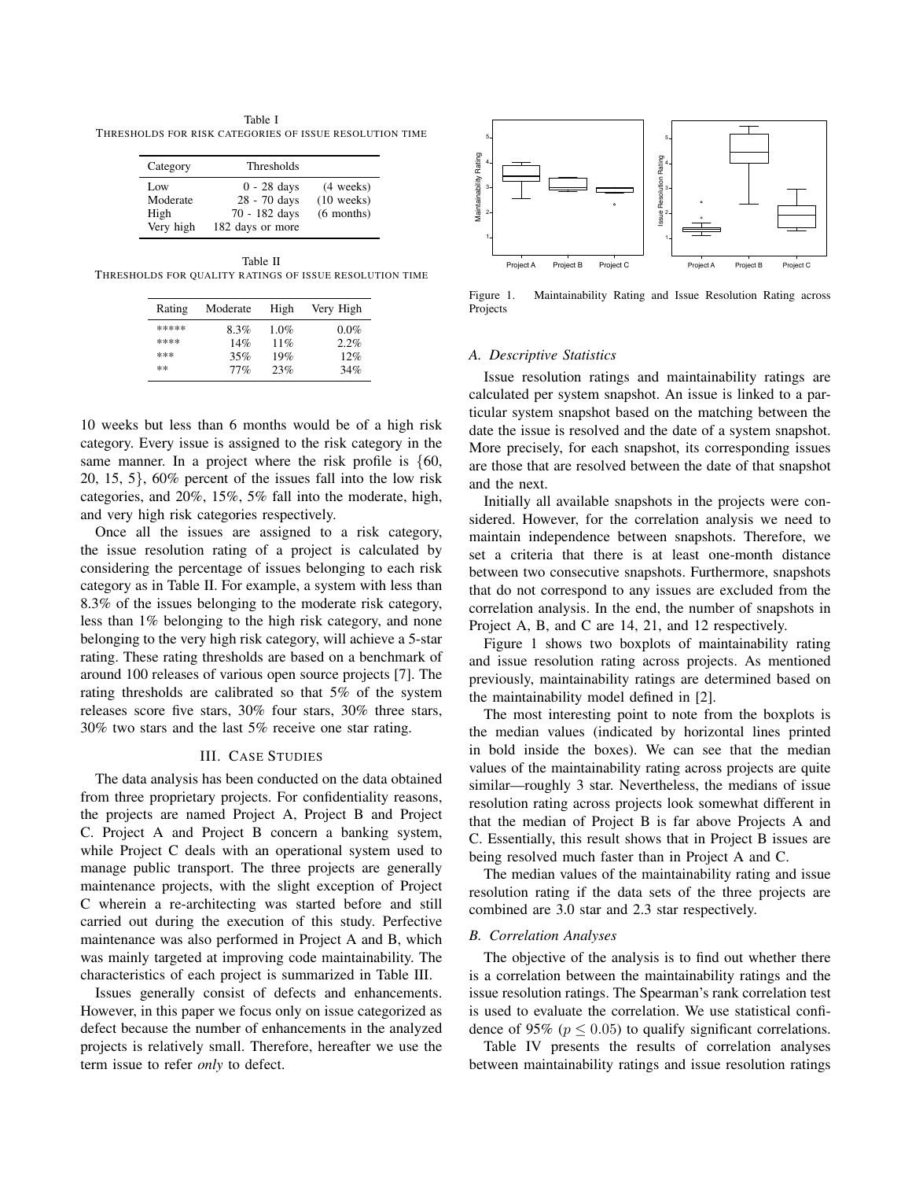Table I
THRESHOLDS FOR RISK CATEGORIES OF ISSUE RESOLUTION TIME

| Category | Thresholds | |
|---|---|---|
| Low | 0 - 28 days | (4 weeks) |
| Moderate | 28 - 70 days | (10 weeks) |
| High | 70 - 182 days | (6 months) |
| Very high | 182 days or more | |

Table II
THRESHOLDS FOR QUALITY RATINGS OF ISSUE RESOLUTION TIME

| Rating | Moderate | High | Very High |
|---|---|---|---|
| ***** | 8.3% | 1.0% | 0.0% |
| **** | 14% | 11% | 2.2% |
| *** | 35% | 19% | 12% |
| ** | 77% | 23% | 34% |

10 weeks but less than 6 months would be of a high risk category. Every issue is assigned to the risk category in the same manner. In a project where the risk profile is {60, 20, 15, 5}, 60% percent of the issues fall into the low risk categories, and 20%, 15%, 5% fall into the moderate, high, and very high risk categories respectively.

Once all the issues are assigned to a risk category, the issue resolution rating of a project is calculated by considering the percentage of issues belonging to each risk category as in Table II. For example, a system with less than 8.3% of the issues belonging to the moderate risk category, less than 1% belonging to the high risk category, and none belonging to the very high risk category, will achieve a 5-star rating. These rating thresholds are based on a benchmark of around 100 releases of various open source projects [7]. The rating thresholds are calibrated so that 5% of the system releases score five stars, 30% four stars, 30% three stars, 30% two stars and the last 5% receive one star rating.

## III. CASE STUDIES

The data analysis has been conducted on the data obtained from three proprietary projects. For confidentiality reasons, the projects are named Project A, Project B and Project C. Project A and Project B concern a banking system, while Project C deals with an operational system used to manage public transport. The three projects are generally maintenance projects, with the slight exception of Project C wherein a re-architecting was started before and still carried out during the execution of this study. Perfective maintenance was also performed in Project A and B, which was mainly targeted at improving code maintainability. The characteristics of each project is summarized in Table III.

Issues generally consist of defects and enhancements. However, in this paper we focus only on issue categorized as defect because the number of enhancements in the analyzed projects is relatively small. Therefore, hereafter we use the term issue to refer *only* to defect.

Figure 1. Maintainability Rating and Issue Resolution Rating across Projects

### A. Descriptive Statistics

Issue resolution ratings and maintainability ratings are calculated per system snapshot. An issue is linked to a particular system snapshot based on the matching between the date the issue is resolved and the date of a system snapshot. More precisely, for each snapshot, its corresponding issues are those that are resolved between the date of that snapshot and the next.

Initially all available snapshots in the projects were considered. However, for the correlation analysis we need to maintain independence between snapshots. Therefore, we set a criteria that there is at least one-month distance between two consecutive snapshots. Furthermore, snapshots that do not correspond to any issues are excluded from the correlation analysis. In the end, the number of snapshots in Project A, B, and C are 14, 21, and 12 respectively.

Figure 1 shows two boxplots of maintainability rating and issue resolution rating across projects. As mentioned previously, maintainability ratings are determined based on the maintainability model defined in [2].

The most interesting point to note from the boxplots is the median values (indicated by horizontal lines printed in bold inside the boxes). We can see that the median values of the maintainability rating across projects are quite similar—roughly 3 star. Nevertheless, the medians of issue resolution rating across projects look somewhat different in that the median of Project B is far above Projects A and C. Essentially, this result shows that in Project B issues are being resolved much faster than in Project A and C.

The median values of the maintainability rating and issue resolution rating if the data sets of the three projects are combined are 3.0 star and 2.3 star respectively.

### B. Correlation Analyses

The objective of the analysis is to find out whether there is a correlation between the maintainability ratings and the issue resolution ratings. The Spearman's rank correlation test is used to evaluate the correlation. We use statistical confidence of 95% ($p \leq 0.05$) to qualify significant correlations.

Table IV presents the results of correlation analyses between maintainability ratings and issue resolution ratings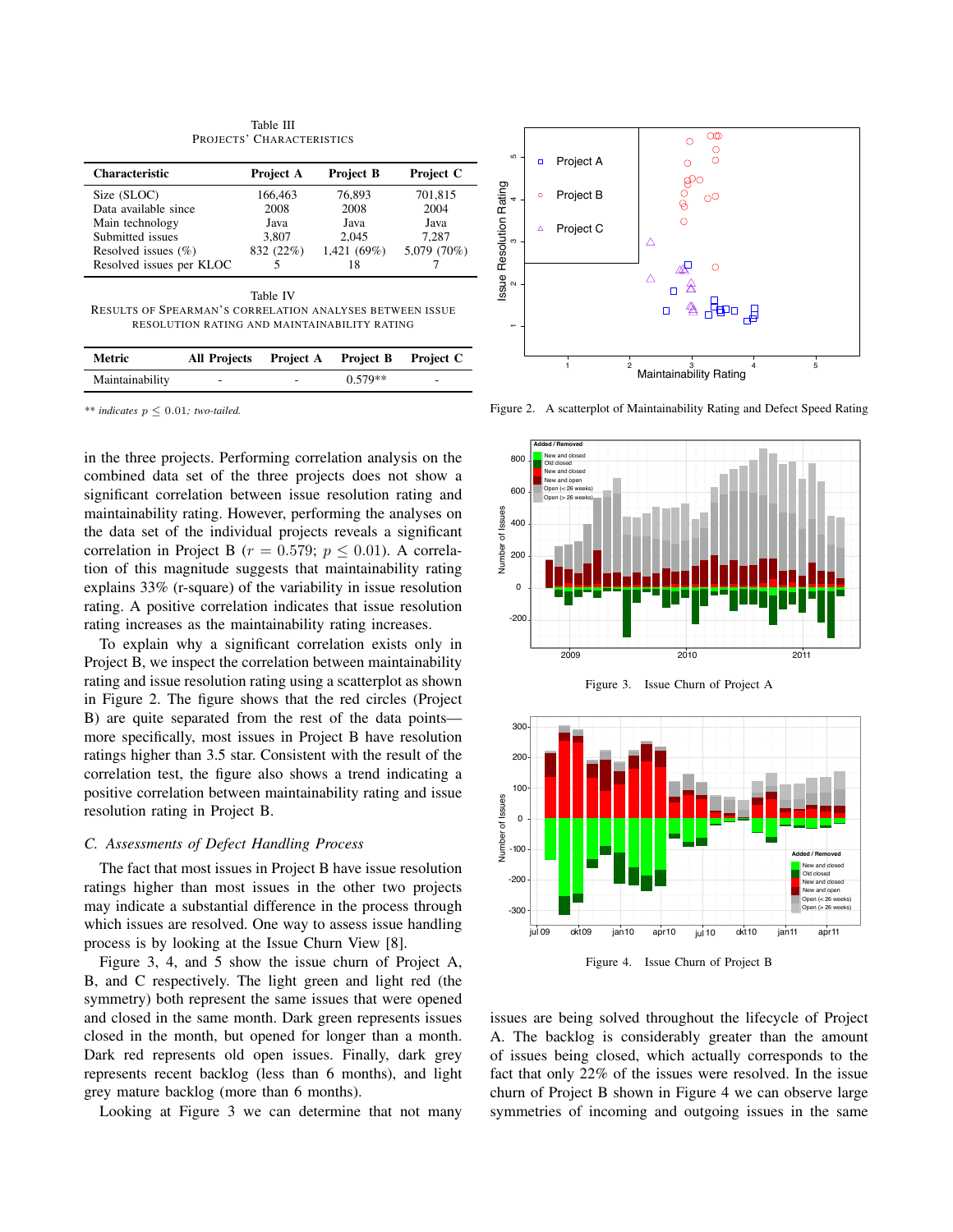Table III
PROJECTS' CHARACTERISTICS

| Characteristic | Project A | Project B | Project C |
|---|---|---|---|
| Size (SLOC) | 166,463 | 76,893 | 701,815 |
| Data available since | 2008 | 2008 | 2004 |
| Main technology | Java | Java | Java |
| Submitted issues | 3,807 | 2,045 | 7,287 |
| Resolved issues (%) | 832 (22%) | 1,421 (69%) | 5,079 (70%) |
| Resolved issues per KLOC | 5 | 18 | 7 |

Table IV
RESULTS OF SPEARMAN'S CORRELATION ANALYSES BETWEEN ISSUE RESOLUTION RATING AND MAINTAINABILITY RATING

| Metric | All Projects | Project A | Project B | Project C |
|---|---|---|---|---|
| Maintainability | - | - | 0.579** | - |

** *indicates* $p \leq 0.01$; *two-tailed.*

in the three projects. Performing correlation analysis on the combined data set of the three projects does not show a significant correlation between issue resolution rating and maintainability rating. However, performing the analyses on the data set of the individual projects reveals a significant correlation in Project B ($r = 0.579$; $p \leq 0.01$). A correlation of this magnitude suggests that maintainability rating explains 33% (r-square) of the variability in issue resolution rating. A positive correlation indicates that issue resolution rating increases as the maintainability rating increases.

To explain why a significant correlation exists only in Project B, we inspect the correlation between maintainability rating and issue resolution rating using a scatterplot as shown in Figure 2. The figure shows that the red circles (Project B) are quite separated from the rest of the data points—more specifically, most issues in Project B have resolution ratings higher than 3.5 star. Consistent with the result of the correlation test, the figure also shows a trend indicating a positive correlation between maintainability rating and issue resolution rating in Project B.

### C. Assessments of Defect Handling Process

The fact that most issues in Project B have issue resolution ratings higher than most issues in the other two projects may indicate a substantial difference in the process through which issues are resolved. One way to assess issue handling process is by looking at the Issue Churn View [8].

Figure 3, 4, and 5 show the issue churn of Project A, B, and C respectively. The light green and light red (the symmetry) both represent the same issues that were opened and closed in the same month. Dark green represents issues closed in the month, but opened for longer than a month. Dark red represents old open issues. Finally, dark grey represents recent backlog (less than 6 months), and light grey mature backlog (more than 6 months).

Looking at Figure 3 we can determine that not many issues are being solved throughout the lifecycle of Project A. The backlog is considerably greater than the amount of issues being closed, which actually corresponds to the fact that only 22% of the issues were resolved. In the issue churn of Project B shown in Figure 4 we can observe large symmetries of incoming and outgoing issues in the same

Figure 2. A scatterplot of Maintainability Rating and Defect Speed Rating

Figure 3. Issue Churn of Project A

Figure 4. Issue Churn of Project B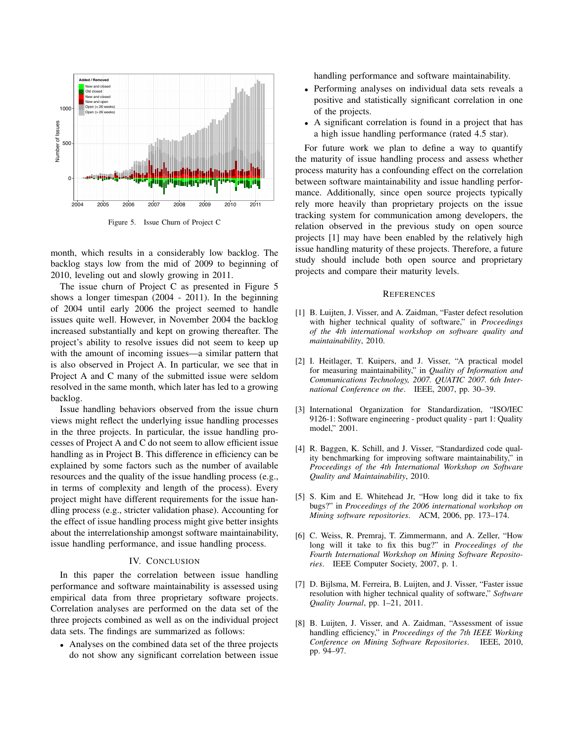Added / Removed
New and closed
Old closed
New and closed
New and open
Open (< 26 weeks)
Open (> 26 weeks)

Number of Issues

1000
500
0

2004 2005 2006 2007 2008 2009 2010 2011

Figure 5. Issue Churn of Project C

month, which results in a considerably low backlog. The backlog stays low from the mid of 2009 to beginning of 2010, leveling out and slowly growing in 2011.

The issue churn of Project C as presented in Figure 5 shows a longer timespan (2004 - 2011). In the beginning of 2004 until early 2006 the project seemed to handle issues quite well. However, in November 2004 the backlog increased substantially and kept on growing thereafter. The project's ability to resolve issues did not seem to keep up with the amount of incoming issues—a similar pattern that is also observed in Project A. In particular, we see that in Project A and C many of the submitted issue were seldom resolved in the same month, which later has led to a growing backlog.

Issue handling behaviors observed from the issue churn views might reflect the underlying issue handling processes in the three projects. In particular, the issue handling processes of Project A and C do not seem to allow efficient issue handling as in Project B. This difference in efficiency can be explained by some factors such as the number of available resources and the quality of the issue handling process (e.g., in terms of complexity and length of the process). Every project might have different requirements for the issue handling process (e.g., stricter validation phase). Accounting for the effect of issue handling process might give better insights about the interrelationship amongst software maintainability, issue handling performance, and issue handling process.

## IV. Conclusion

In this paper the correlation between issue handling performance and software maintainability is assessed using empirical data from three proprietary software projects. Correlation analyses are performed on the data set of the three projects combined as well as on the individual project data sets. The findings are summarized as follows:

- Analyses on the combined data set of the three projects do not show any significant correlation between issue handling performance and software maintainability.
- Performing analyses on individual data sets reveals a positive and statistically significant correlation in one of the projects.
- A significant correlation is found in a project that has a high issue handling performance (rated 4.5 star).

For future work we plan to define a way to quantify the maturity of issue handling process and assess whether process maturity has a confounding effect on the correlation between software maintainability and issue handling performance. Additionally, since open source projects typically rely more heavily than proprietary projects on the issue tracking system for communication among developers, the relation observed in the previous study on open source projects [1] may have been enabled by the relatively high issue handling maturity of these projects. Therefore, a future study should include both open source and proprietary projects and compare their maturity levels.

## References

[1] B. Luijten, J. Visser, and A. Zaidman, "Faster defect resolution with higher technical quality of software," in *Proceedings of the 4th international workshop on software quality and maintainability*, 2010.

[2] I. Heitlager, T. Kuipers, and J. Visser, "A practical model for measuring maintainability," in *Quality of Information and Communications Technology, 2007. QUATIC 2007. 6th International Conference on the*. IEEE, 2007, pp. 30–39.

[3] International Organization for Standardization, "ISO/IEC 9126-1: Software engineering - product quality - part 1: Quality model," 2001.

[4] R. Baggen, K. Schill, and J. Visser, "Standardized code quality benchmarking for improving software maintainability," in *Proceedings of the 4th International Workshop on Software Quality and Maintainability*, 2010.

[5] S. Kim and E. Whitehead Jr, "How long did it take to fix bugs?" in *Proceedings of the 2006 international workshop on Mining software repositories*. ACM, 2006, pp. 173–174.

[6] C. Weiss, R. Premraj, T. Zimmermann, and A. Zeller, "How long will it take to fix this bug?" in *Proceedings of the Fourth International Workshop on Mining Software Repositories*. IEEE Computer Society, 2007, p. 1.

[7] D. Bijlsma, M. Ferreira, B. Luijten, and J. Visser, "Faster issue resolution with higher technical quality of software," *Software Quality Journal*, pp. 1–21, 2011.

[8] B. Luijten, J. Visser, and A. Zaidman, "Assessment of issue handling efficiency," in *Proceedings of the 7th IEEE Working Conference on Mining Software Repositories*. IEEE, 2010, pp. 94–97.